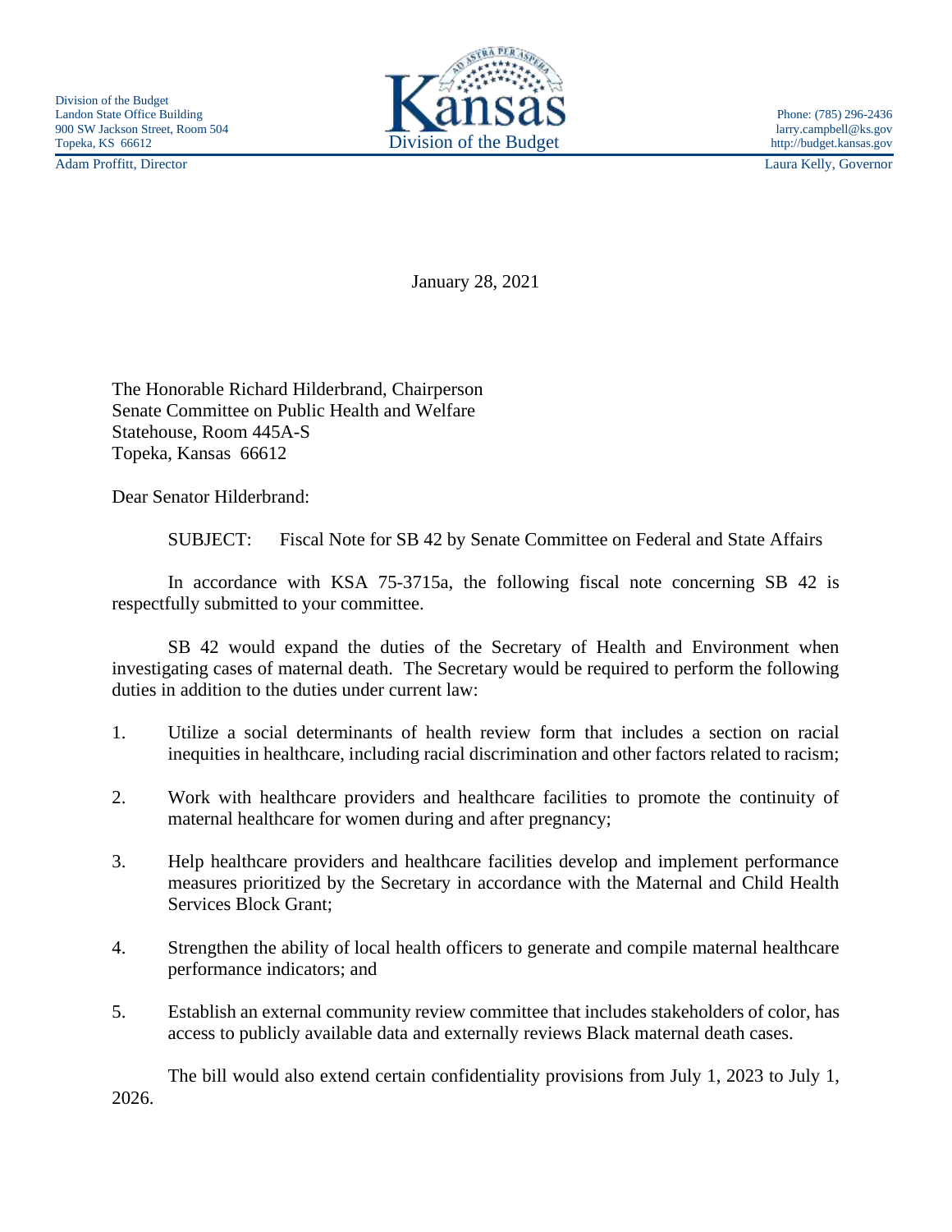Division of the Budget
Landon State Office Building
900 SW Jackson Street, Room 504
Topeka, KS 66612

Kansas
Division of the Budget

Phone: (785) 296-2436
larry.campbell@ks.gov
http://budget.kansas.gov

Adam Proffitt, Director

Laura Kelly, Governor

January 28, 2021

The Honorable Richard Hilderbrand, Chairperson
Senate Committee on Public Health and Welfare
Statehouse, Room 445A-S
Topeka, Kansas 66612

Dear Senator Hilderbrand:

SUBJECT: Fiscal Note for SB 42 by Senate Committee on Federal and State Affairs

In accordance with KSA 75-3715a, the following fiscal note concerning SB 42 is respectfully submitted to your committee.

SB 42 would expand the duties of the Secretary of Health and Environment when investigating cases of maternal death. The Secretary would be required to perform the following duties in addition to the duties under current law:

1. Utilize a social determinants of health review form that includes a section on racial inequities in healthcare, including racial discrimination and other factors related to racism;
2. Work with healthcare providers and healthcare facilities to promote the continuity of maternal healthcare for women during and after pregnancy;
3. Help healthcare providers and healthcare facilities develop and implement performance measures prioritized by the Secretary in accordance with the Maternal and Child Health Services Block Grant;
4. Strengthen the ability of local health officers to generate and compile maternal healthcare performance indicators; and
5. Establish an external community review committee that includes stakeholders of color, has access to publicly available data and externally reviews Black maternal death cases.

The bill would also extend certain confidentiality provisions from July 1, 2023 to July 1, 2026.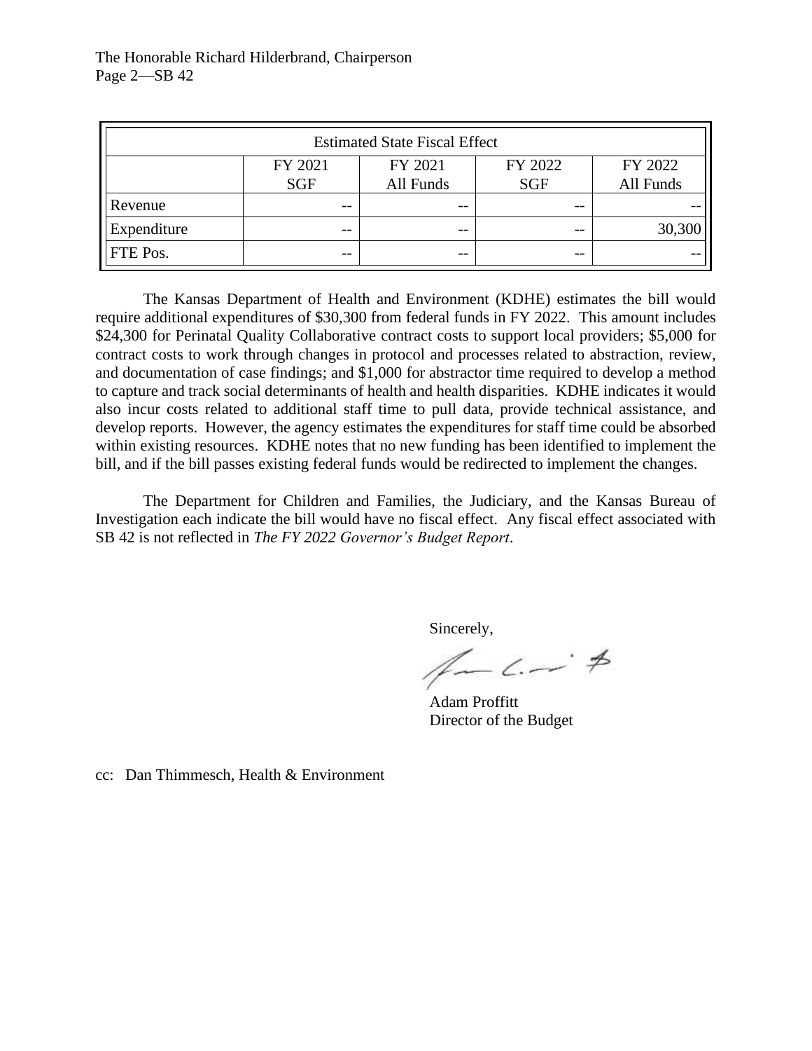| Estimated State Fiscal Effect | | | | |
|---|---|---|---|---|
| | FY 2021 SGF | FY 2021 All Funds | FY 2022 SGF | FY 2022 All Funds |
| Revenue | -- | -- | -- | -- |
| Expenditure | -- | -- | -- | 30,300 |
| FTE Pos. | -- | -- | -- | -- |

The Kansas Department of Health and Environment (KDHE) estimates the bill would require additional expenditures of $30,300 from federal funds in FY 2022. This amount includes $24,300 for Perinatal Quality Collaborative contract costs to support local providers; $5,000 for contract costs to work through changes in protocol and processes related to abstraction, review, and documentation of case findings; and $1,000 for abstractor time required to develop a method to capture and track social determinants of health and health disparities. KDHE indicates it would also incur costs related to additional staff time to pull data, provide technical assistance, and develop reports. However, the agency estimates the expenditures for staff time could be absorbed within existing resources. KDHE notes that no new funding has been identified to implement the bill, and if the bill passes existing federal funds would be redirected to implement the changes.

The Department for Children and Families, the Judiciary, and the Kansas Bureau of Investigation each indicate the bill would have no fiscal effect. Any fiscal effect associated with SB 42 is not reflected in *The FY 2022 Governor's Budget Report*.

Sincerely,

Adam Proffitt
Director of the Budget

cc: Dan Thimmesch, Health & Environment